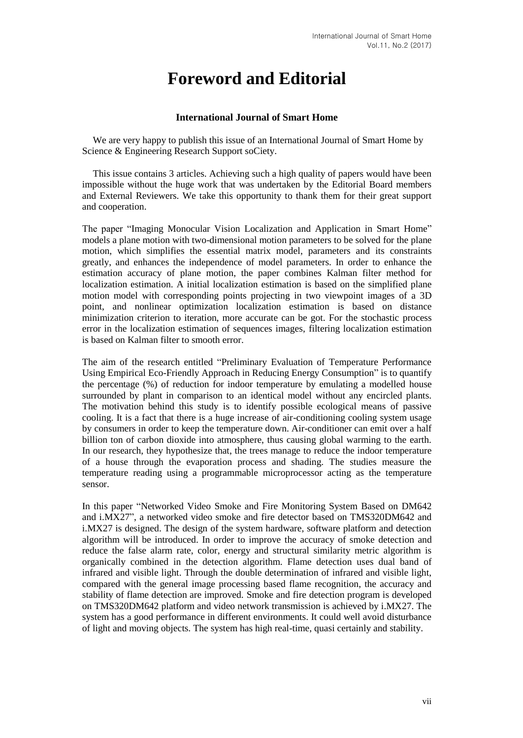# Foreword and Editorial

**International Journal of Smart Home**

We are very happy to publish this issue of an International Journal of Smart Home by Science & Engineering Research Support soCiety.

This issue contains 3 articles. Achieving such a high quality of papers would have been impossible without the huge work that was undertaken by the Editorial Board members and External Reviewers. We take this opportunity to thank them for their great support and cooperation.

The paper "Imaging Monocular Vision Localization and Application in Smart Home" models a plane motion with two-dimensional motion parameters to be solved for the plane motion, which simplifies the essential matrix model, parameters and its constraints greatly, and enhances the independence of model parameters. In order to enhance the estimation accuracy of plane motion, the paper combines Kalman filter method for localization estimation. A initial localization estimation is based on the simplified plane motion model with corresponding points projecting in two viewpoint images of a 3D point, and nonlinear optimization localization estimation is based on distance minimization criterion to iteration, more accurate can be got. For the stochastic process error in the localization estimation of sequences images, filtering localization estimation is based on Kalman filter to smooth error.

The aim of the research entitled "Preliminary Evaluation of Temperature Performance Using Empirical Eco-Friendly Approach in Reducing Energy Consumption" is to quantify the percentage (%) of reduction for indoor temperature by emulating a modelled house surrounded by plant in comparison to an identical model without any encircled plants. The motivation behind this study is to identify possible ecological means of passive cooling. It is a fact that there is a huge increase of air-conditioning cooling system usage by consumers in order to keep the temperature down. Air-conditioner can emit over a half billion ton of carbon dioxide into atmosphere, thus causing global warming to the earth. In our research, they hypothesize that, the trees manage to reduce the indoor temperature of a house through the evaporation process and shading. The studies measure the temperature reading using a programmable microprocessor acting as the temperature sensor.

In this paper "Networked Video Smoke and Fire Monitoring System Based on DM642 and i.MX27", a networked video smoke and fire detector based on TMS320DM642 and i.MX27 is designed. The design of the system hardware, software platform and detection algorithm will be introduced. In order to improve the accuracy of smoke detection and reduce the false alarm rate, color, energy and structural similarity metric algorithm is organically combined in the detection algorithm. Flame detection uses dual band of infrared and visible light. Through the double determination of infrared and visible light, compared with the general image processing based flame recognition, the accuracy and stability of flame detection are improved. Smoke and fire detection program is developed on TMS320DM642 platform and video network transmission is achieved by i.MX27. The system has a good performance in different environments. It could well avoid disturbance of light and moving objects. The system has high real-time, quasi certainly and stability.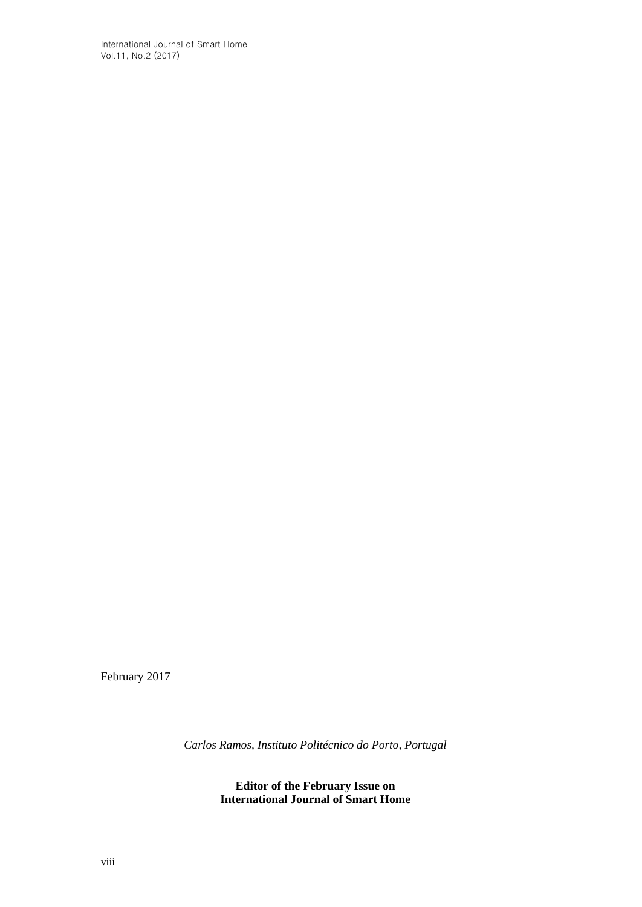February 2017

*Carlos Ramos, Instituto Politécnico do Porto, Portugal*

**Editor of the February Issue on International Journal of Smart Home**